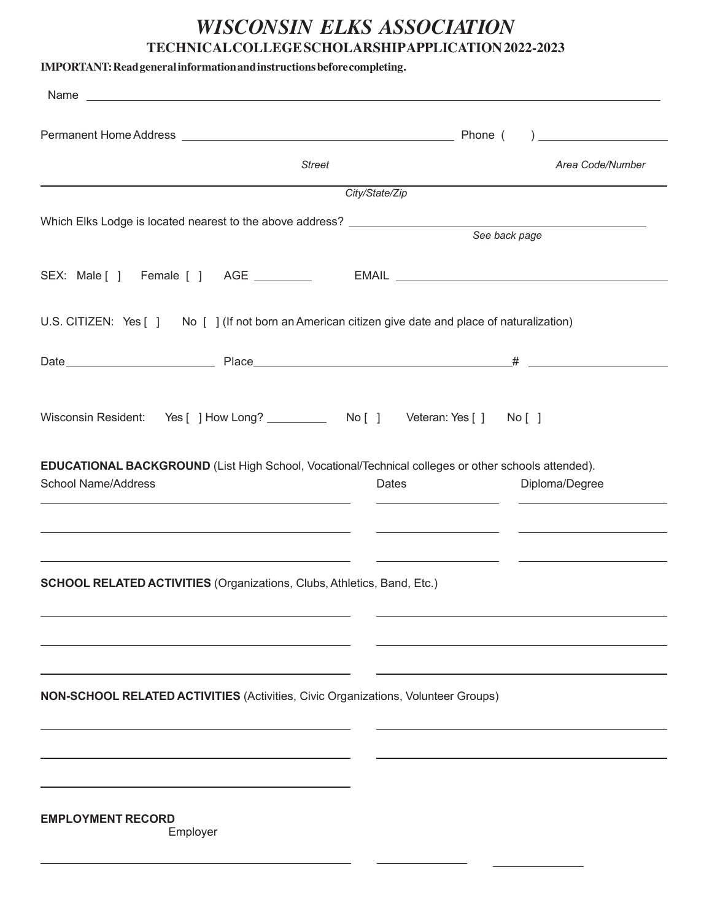# *WISCONSIN ELKS ASSOCIATION*

## TECHNICAL COLLEGE SCHOLARSHIP APPLICATION 2022-2023

**IMPORTANT: Read general information and instructions before completing.**

Name ______________________________________________

Permanent Home Address ______________________________ Phone ( ) ____________________

*Street* *Area Code/Number*

______________________________________________

*City/State/Zip*

Which Elks Lodge is located nearest to the above address? ______________________________

*See back page*

SEX: Male [ ] Female [ ] AGE _________ EMAIL ______________________________

U.S. CITIZEN: Yes [ ] No [ ] (If not born an American citizen give date and place of naturalization)

Date ____________________ Place ______________________________ # ____________________

Wisconsin Resident: Yes [ ] How Long? _________ No [ ] Veteran: Yes [ ] No [ ]

**EDUCATIONAL BACKGROUND** (List High School, Vocational/Technical colleges or other schools attended).

| School Name/Address | Dates | Diploma/Degree |
|---|---|---|
| | | |
| | | |
| | | |

**SCHOOL RELATED ACTIVITIES** (Organizations, Clubs, Athletics, Band, Etc.)

______________________________ ______________________________

______________________________ ______________________________

______________________________ ______________________________

**NON-SCHOOL RELATED ACTIVITIES** (Activities, Civic Organizations, Volunteer Groups)

______________________________ ______________________________

______________________________ ______________________________

______________________________

**EMPLOYMENT RECORD**

| Employer | | |
|---|---|---|
| | | |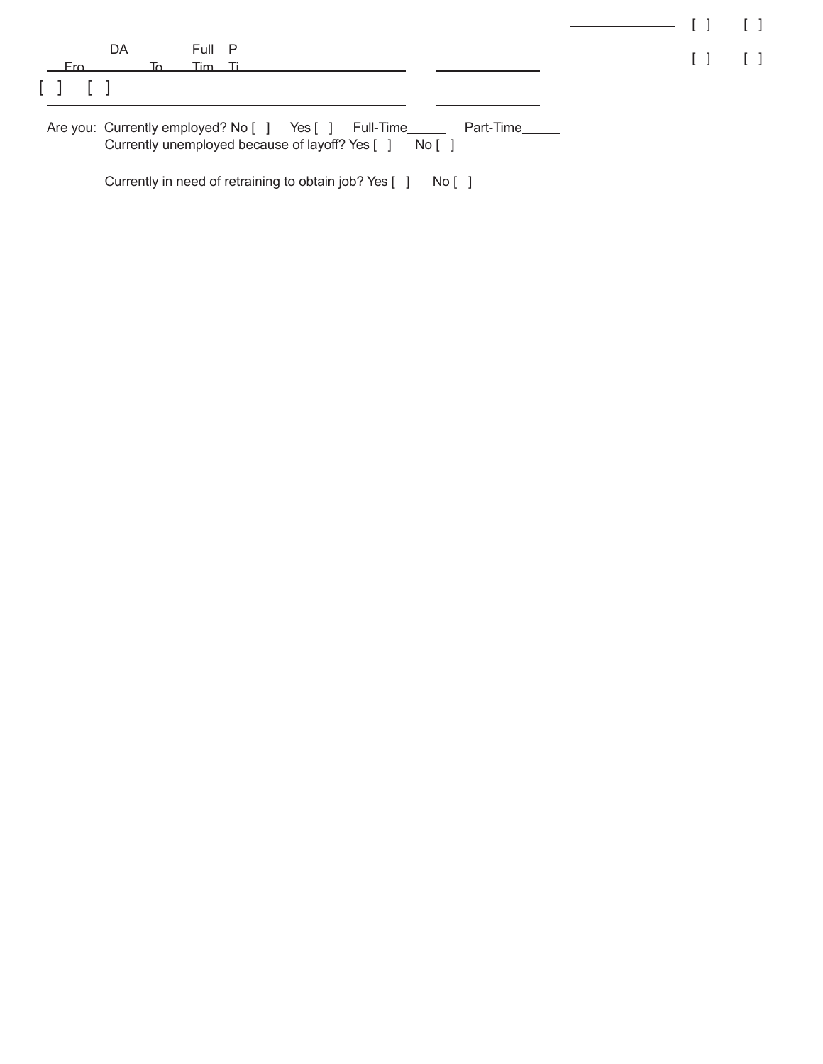[ ] [ ]

[ ] [ ]

DA

Fro To Full Tim P Ti

[ ] [ ]

Are you: Currently employed? No [ ] Yes [ ] Full-Time_____ Part-Time_____

Currently unemployed because of layoff? Yes [ ] No [ ]

Currently in need of retraining to obtain job? Yes [ ] No [ ]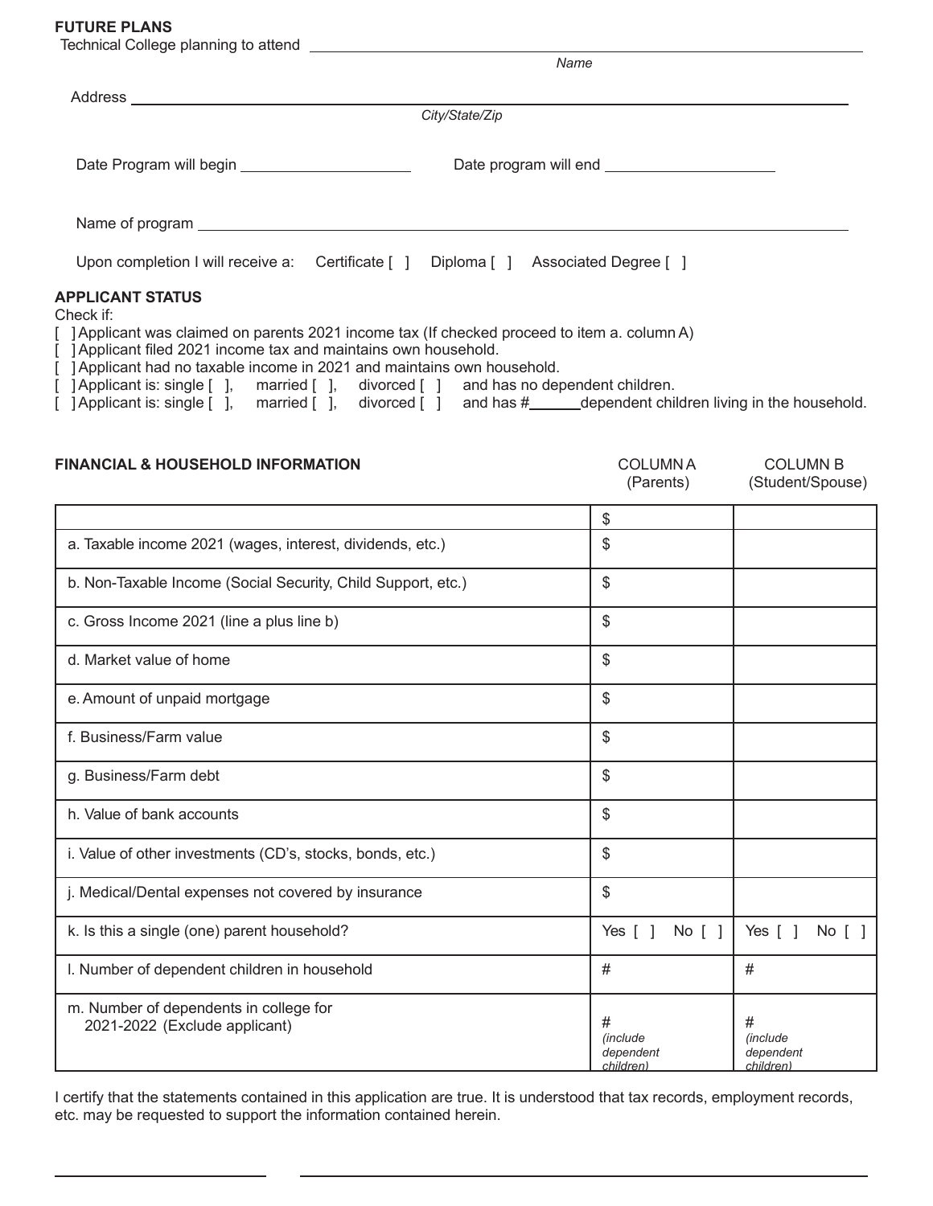**FUTURE PLANS**

Technical College planning to attend ______________________________________________
*Name*

Address ______________________________________________
*City/State/Zip*

Date Program will begin ____________________ Date program will end ____________________

Name of program ______________________________________________

Upon completion I will receive a: Certificate [ ] Diploma [ ] Associated Degree [ ]

**APPLICANT STATUS**

Check if:

[ ] Applicant was claimed on parents 2021 income tax (If checked proceed to item a. column A)
[ ] Applicant filed 2021 income tax and maintains own household.
[ ] Applicant had no taxable income in 2021 and maintains own household.
[ ] Applicant is: single [ ], married [ ], divorced [ ] and has no dependent children.
[ ] Applicant is: single [ ], married [ ], divorced [ ] and has #______dependent children living in the household.

| **FINANCIAL & HOUSEHOLD INFORMATION** | COLUMN A (Parents) | COLUMN B (Student/Spouse) |
|---|---|---|
| | $ | |
| a. Taxable income 2021 (wages, interest, dividends, etc.) | $ | |
| b. Non-Taxable Income (Social Security, Child Support, etc.) | $ | |
| c. Gross Income 2021 (line a plus line b) | $ | |
| d. Market value of home | $ | |
| e. Amount of unpaid mortgage | $ | |
| f. Business/Farm value | $ | |
| g. Business/Farm debt | $ | |
| h. Value of bank accounts | $ | |
| i. Value of other investments (CD's, stocks, bonds, etc.) | $ | |
| j. Medical/Dental expenses not covered by insurance | $ | |
| k. Is this a single (one) parent household? | Yes [ ] No [ ] | Yes [ ] No [ ] |
| l. Number of dependent children in household | # | # |
| m. Number of dependents in college for 2021-2022 (Exclude applicant) | # *(include dependent children)* | # *(include dependent children)* |

I certify that the statements contained in this application are true. It is understood that tax records, employment records, etc. may be requested to support the information contained herein.

____________________ ______________________________________________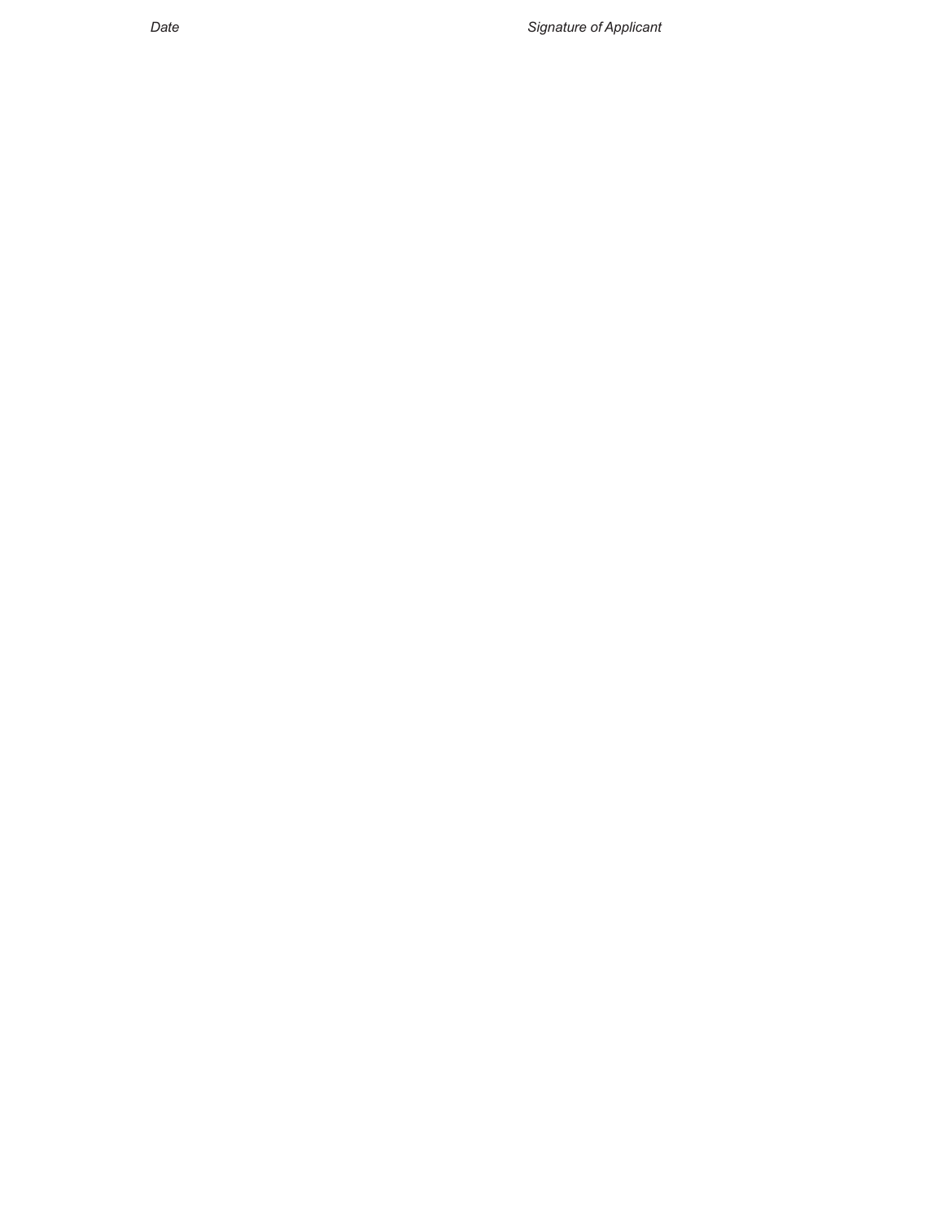*Date* *Signature of Applicant*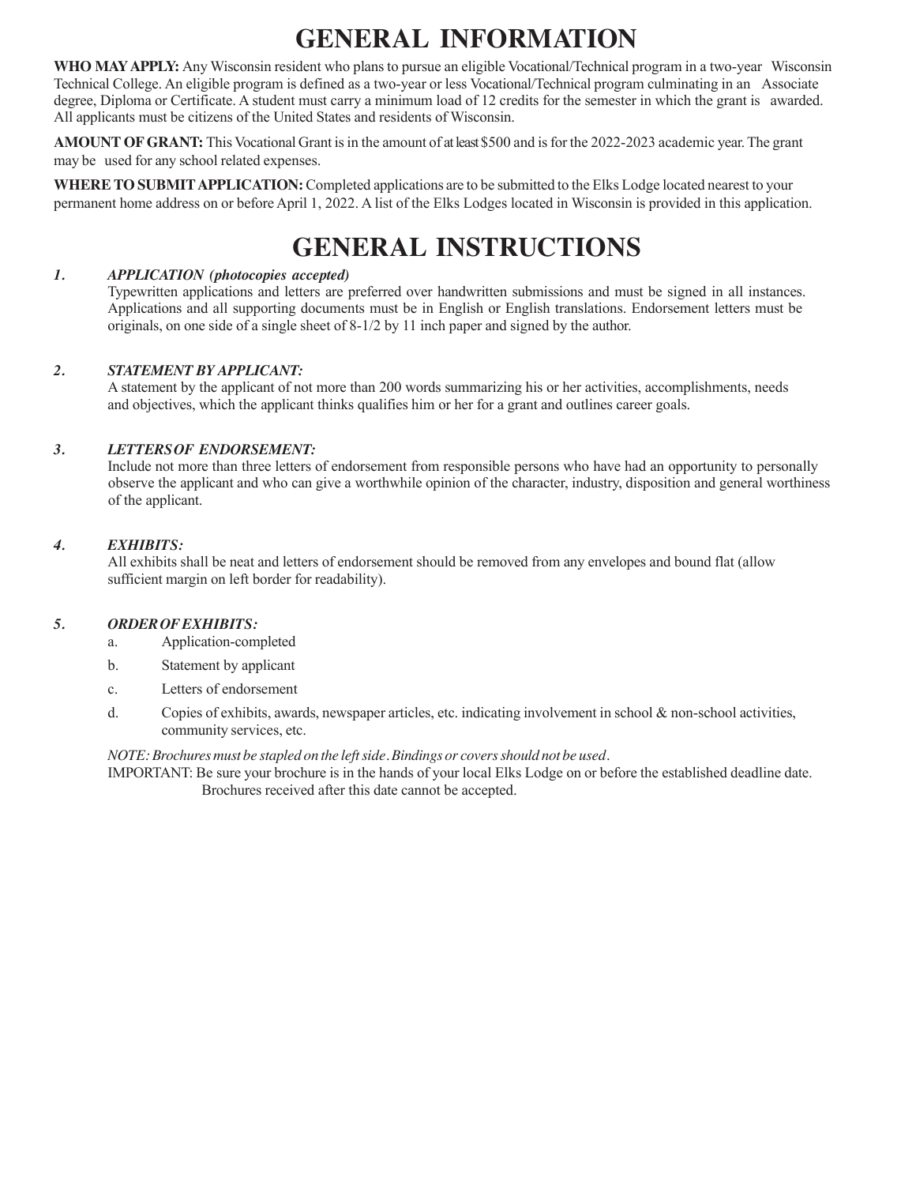# GENERAL INFORMATION

**WHO MAY APPLY:** Any Wisconsin resident who plans to pursue an eligible Vocational/Technical program in a two-year Wisconsin Technical College. An eligible program is defined as a two-year or less Vocational/Technical program culminating in an Associate degree, Diploma or Certificate. A student must carry a minimum load of 12 credits for the semester in which the grant is awarded. All applicants must be citizens of the United States and residents of Wisconsin.

**AMOUNT OF GRANT:** This Vocational Grant is in the amount of at least $500 and is for the 2022-2023 academic year. The grant may be used for any school related expenses.

**WHERE TO SUBMIT APPLICATION:** Completed applications are to be submitted to the Elks Lodge located nearest to your permanent home address on or before April 1, 2022. A list of the Elks Lodges located in Wisconsin is provided in this application.

# GENERAL INSTRUCTIONS

***1. APPLICATION (photocopies accepted)***

Typewritten applications and letters are preferred over handwritten submissions and must be signed in all instances. Applications and all supporting documents must be in English or English translations. Endorsement letters must be originals, on one side of a single sheet of 8-1/2 by 11 inch paper and signed by the author.

***2. STATEMENT BY APPLICANT:***

A statement by the applicant of not more than 200 words summarizing his or her activities, accomplishments, needs and objectives, which the applicant thinks qualifies him or her for a grant and outlines career goals.

***3. LETTERS OF ENDORSEMENT:***

Include not more than three letters of endorsement from responsible persons who have had an opportunity to personally observe the applicant and who can give a worthwhile opinion of the character, industry, disposition and general worthiness of the applicant.

***4. EXHIBITS:***

All exhibits shall be neat and letters of endorsement should be removed from any envelopes and bound flat (allow sufficient margin on left border for readability).

***5. ORDER OF EXHIBITS:***

a. Application-completed

b. Statement by applicant

c. Letters of endorsement

d. Copies of exhibits, awards, newspaper articles, etc. indicating involvement in school & non-school activities, community services, etc.

*NOTE: Brochures must be stapled on the left side. Bindings or covers should not be used.*

IMPORTANT: Be sure your brochure is in the hands of your local Elks Lodge on or before the established deadline date. Brochures received after this date cannot be accepted.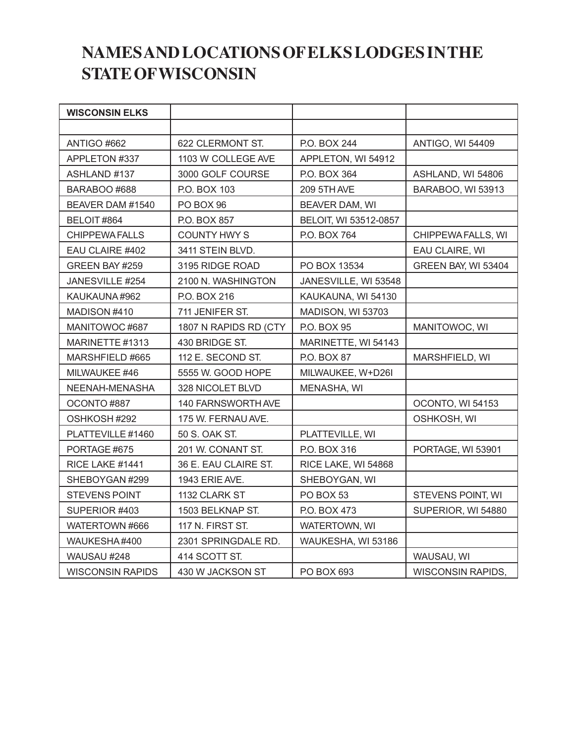# NAMES AND LOCATIONS OF ELKS LODGES IN THE STATE OF WISCONSIN

| **WISCONSIN ELKS** | | | |
|---|---|---|---|
| | | | |
| ANTIGO #662 | 622 CLERMONT ST. | P.O. BOX 244 | ANTIGO, WI 54409 |
| APPLETON #337 | 1103 W COLLEGE AVE | APPLETON, WI 54912 | |
| ASHLAND #137 | 3000 GOLF COURSE | P.O. BOX 364 | ASHLAND, WI 54806 |
| BARABOO #688 | P.O. BOX 103 | 209 5TH AVE | BARABOO, WI 53913 |
| BEAVER DAM #1540 | PO BOX 96 | BEAVER DAM, WI | |
| BELOIT #864 | P.O. BOX 857 | BELOIT, WI 53512-0857 | |
| CHIPPEWA FALLS | COUNTY HWY S | P.O. BOX 764 | CHIPPEWA FALLS, WI |
| EAU CLAIRE #402 | 3411 STEIN BLVD. | | EAU CLAIRE, WI |
| GREEN BAY #259 | 3195 RIDGE ROAD | PO BOX 13534 | GREEN BAY, WI 53404 |
| JANESVILLE #254 | 2100 N. WASHINGTON | JANESVILLE, WI 53548 | |
| KAUKAUNA #962 | P.O. BOX 216 | KAUKAUNA, WI 54130 | |
| MADISON #410 | 711 JENIFER ST. | MADISON, WI 53703 | |
| MANITOWOC #687 | 1807 N RAPIDS RD (CTY | P.O. BOX 95 | MANITOWOC, WI |
| MARINETTE #1313 | 430 BRIDGE ST. | MARINETTE, WI 54143 | |
| MARSHFIELD #665 | 112 E. SECOND ST. | P.O. BOX 87 | MARSHFIELD, WI |
| MILWAUKEE #46 | 5555 W. GOOD HOPE | MILWAUKEE, W+D26I | |
| NEENAH-MENASHA | 328 NICOLET BLVD | MENASHA, WI | |
| OCONTO #887 | 140 FARNSWORTH AVE | | OCONTO, WI 54153 |
| OSHKOSH #292 | 175 W. FERNAU AVE. | | OSHKOSH, WI |
| PLATTEVILLE #1460 | 50 S. OAK ST. | PLATTEVILLE, WI | |
| PORTAGE #675 | 201 W. CONANT ST. | P.O. BOX 316 | PORTAGE, WI 53901 |
| RICE LAKE #1441 | 36 E. EAU CLAIRE ST. | RICE LAKE, WI 54868 | |
| SHEBOYGAN #299 | 1943 ERIE AVE. | SHEBOYGAN, WI | |
| STEVENS POINT | 1132 CLARK ST | PO BOX 53 | STEVENS POINT, WI |
| SUPERIOR #403 | 1503 BELKNAP ST. | P.O. BOX 473 | SUPERIOR, WI 54880 |
| WATERTOWN #666 | 117 N. FIRST ST. | WATERTOWN, WI | |
| WAUKESHA #400 | 2301 SPRINGDALE RD. | WAUKESHA, WI 53186 | |
| WAUSAU #248 | 414 SCOTT ST. | | WAUSAU, WI |
| WISCONSIN RAPIDS | 430 W JACKSON ST | PO BOX 693 | WISCONSIN RAPIDS, |